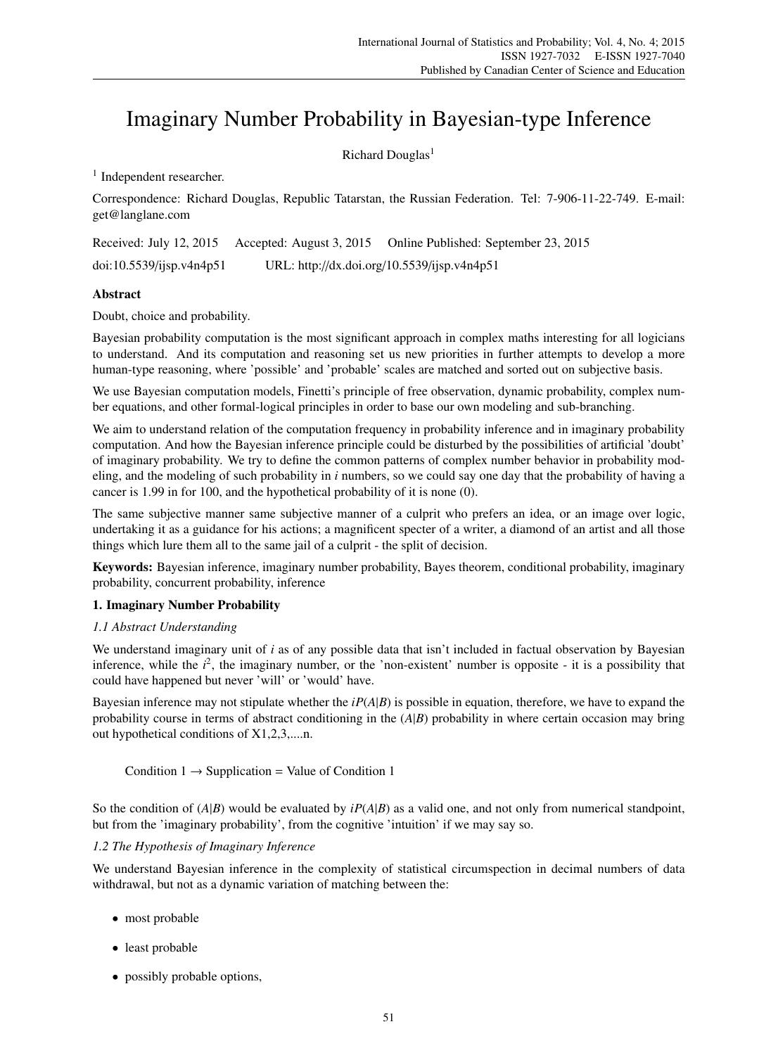# Imaginary Number Probability in Bayesian-type Inference

Richard Douglas[1]

[1] Independent researcher.

Correspondence: Richard Douglas, Republic Tatarstan, the Russian Federation. Tel: 7-906-11-22-749. E-mail: get@langlane.com

Received: July 12, 2015 Accepted: August 3, 2015 Online Published: September 23, 2015

doi:10.5539/ijsp.v4n4p51 URL: http://dx.doi.org/10.5539/ijsp.v4n4p51

## Abstract

Doubt, choice and probability.

Bayesian probability computation is the most significant approach in complex maths interesting for all logicians to understand. And its computation and reasoning set us new priorities in further attempts to develop a more human-type reasoning, where 'possible' and 'probable' scales are matched and sorted out on subjective basis.

We use Bayesian computation models, Finetti's principle of free observation, dynamic probability, complex number equations, and other formal-logical principles in order to base our own modeling and sub-branching.

We aim to understand relation of the computation frequency in probability inference and in imaginary probability computation. And how the Bayesian inference principle could be disturbed by the possibilities of artificial 'doubt' of imaginary probability. We try to define the common patterns of complex number behavior in probability modeling, and the modeling of such probability in *i* numbers, so we could say one day that the probability of having a cancer is 1.99 in for 100, and the hypothetical probability of it is none (0).

The same subjective manner same subjective manner of a culprit who prefers an idea, or an image over logic, undertaking it as a guidance for his actions; a magnificent specter of a writer, a diamond of an artist and all those things which lure them all to the same jail of a culprit - the split of decision.

**Keywords:** Bayesian inference, imaginary number probability, Bayes theorem, conditional probability, imaginary probability, concurrent probability, inference

## 1. Imaginary Number Probability

### *1.1 Abstract Understanding*

We understand imaginary unit of *i* as of any possible data that isn't included in factual observation by Bayesian inference, while the $i^2$, the imaginary number, or the 'non-existent' number is opposite - it is a possibility that could have happened but never 'will' or 'would' have.

Bayesian inference may not stipulate whether the $iP(A|B)$ is possible in equation, therefore, we have to expand the probability course in terms of abstract conditioning in the $(A|B)$ probability in where certain occasion may bring out hypothetical conditions of X1,2,3,....n.

Condition 1 → Supplication = Value of Condition 1

So the condition of $(A|B)$ would be evaluated by $iP(A|B)$ as a valid one, and not only from numerical standpoint, but from the 'imaginary probability', from the cognitive 'intuition' if we may say so.

### *1.2 The Hypothesis of Imaginary Inference*

We understand Bayesian inference in the complexity of statistical circumspection in decimal numbers of data withdrawal, but not as a dynamic variation of matching between the:

- most probable
- least probable
- possibly probable options,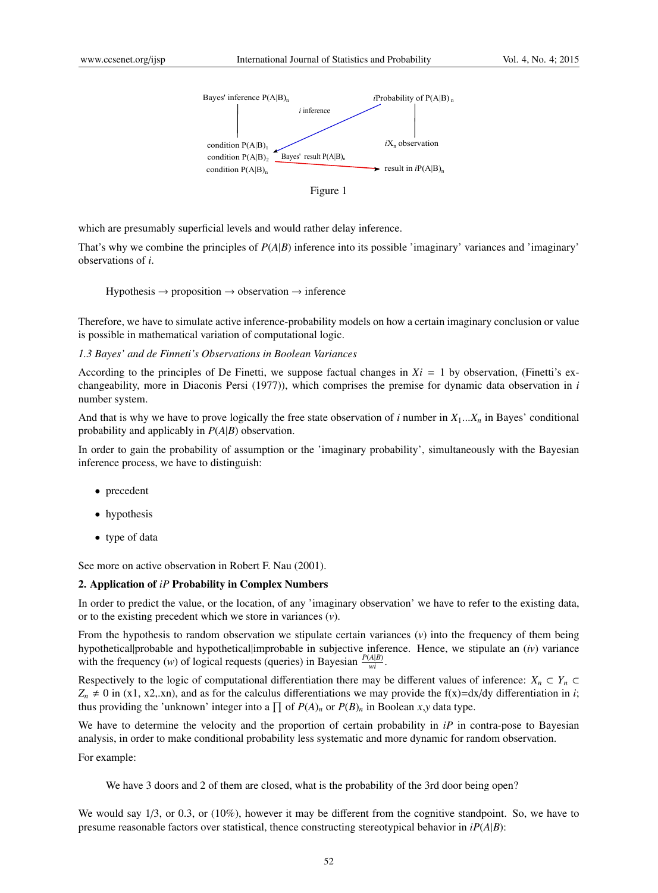Bayes' inference $P(A|B)_n$ — $i$ inference — $i$Probability of $P(A|B)_n$

condition $P(A|B)_1$
condition $P(A|B)_2$ — Bayes' result $P(A|B)_n$ → result in $iP(A|B)_n$
condition $P(A|B)_n$

$iX_n$ observation

Figure 1

which are presumably superficial levels and would rather delay inference.

That's why we combine the principles of $P(A|B)$ inference into its possible 'imaginary' variances and 'imaginary' observations of $i$.

> Hypothesis → proposition → observation → inference

Therefore, we have to simulate active inference-probability models on how a certain imaginary conclusion or value is possible in mathematical variation of computational logic.

*1.3 Bayes' and de Finneti's Observations in Boolean Variances*

According to the principles of De Finetti, we suppose factual changes in $Xi = 1$ by observation, (Finetti's exchangeability, more in Diaconis Persi (1977)), which comprises the premise for dynamic data observation in $i$ number system.

And that is why we have to prove logically the free state observation of $i$ number in $X_1...X_n$ in Bayes' conditional probability and applicably in $P(A|B)$ observation.

In order to gain the probability of assumption or the 'imaginary probability', simultaneously with the Bayesian inference process, we have to distinguish:

- precedent
- hypothesis
- type of data

See more on active observation in Robert F. Nau (2001).

## 2. Application of *iP* Probability in Complex Numbers

In order to predict the value, or the location, of any 'imaginary observation' we have to refer to the existing data, or to the existing precedent which we store in variances ($v$).

From the hypothesis to random observation we stipulate certain variances ($v$) into the frequency of them being hypothetical|probable and hypothetical|improbable in subjective inference. Hence, we stipulate an ($iv$) variance with the frequency ($w$) of logical requests (queries) in Bayesian $\frac{P(A|B)}{wi}$.

Respectively to the logic of computational differentiation there may be different values of inference: $X_n \subset Y_n \subset Z_n \neq 0$ in (x1, x2,.xn), and as for the calculus differentiations we may provide the f(x)=dx/dy differentiation in $i$; thus providing the 'unknown' integer into a $\prod$ of $P(A)_n$ or $P(B)_n$ in Boolean $x$,$y$ data type.

We have to determine the velocity and the proportion of certain probability in $iP$ in contra-pose to Bayesian analysis, in order to make conditional probability less systematic and more dynamic for random observation.

For example:

> We have 3 doors and 2 of them are closed, what is the probability of the 3rd door being open?

We would say 1/3, or 0.3, or (10%), however it may be different from the cognitive standpoint. So, we have to presume reasonable factors over statistical, thence constructing stereotypical behavior in $iP(A|B)$: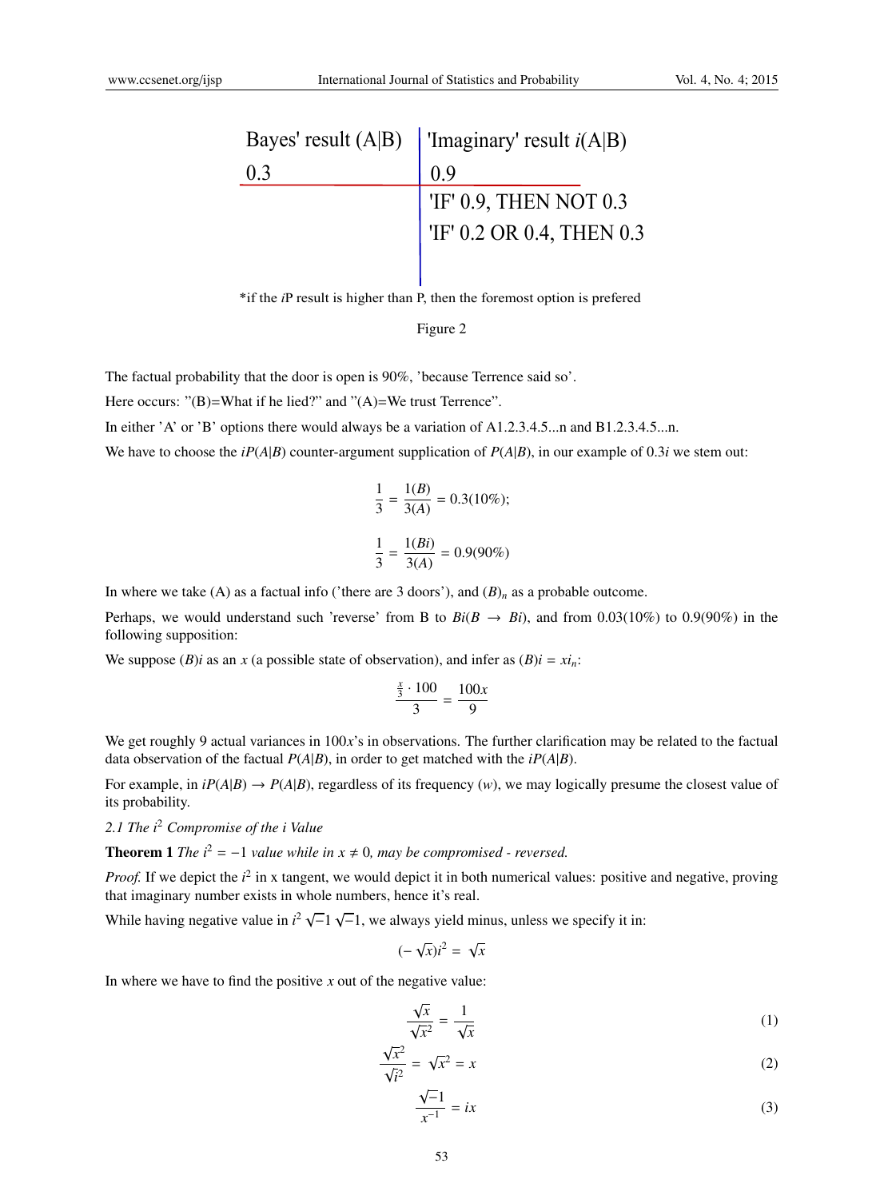| Bayes' result (A\|B) | 'Imaginary' result $i$(A\|B) |
|---|---|
| 0.3 | 0.9 |
| | 'IF' 0.9, THEN NOT 0.3 |
| | 'IF' 0.2 OR 0.4, THEN 0.3 |

*if the $i$P result is higher than P, then the foremost option is prefered

Figure 2

The factual probability that the door is open is 90%, 'because Terrence said so'.

Here occurs: "(B)=What if he lied?" and "(A)=We trust Terrence".

In either 'A' or 'B' options there would always be a variation of A1.2.3.4.5...n and B1.2.3.4.5...n.

We have to choose the $iP(A|B)$ counter-argument supplication of $P(A|B)$, in our example of $0.3i$ we stem out:

$$\frac{1}{3} = \frac{1(B)}{3(A)} = 0.3(10\%);$$

$$\frac{1}{3} = \frac{1(Bi)}{3(A)} = 0.9(90\%)$$

In where we take (A) as a factual info ('there are 3 doors'), and $(B)_n$ as a probable outcome.

Perhaps, we would understand such 'reverse' from B to $Bi(B \rightarrow Bi)$, and from 0.03(10%) to 0.9(90%) in the following supposition:

We suppose $(B)i$ as an $x$ (a possible state of observation), and infer as $(B)i = xi_n$:

$$\frac{\frac{x}{3} \cdot 100}{3} = \frac{100x}{9}$$

We get roughly 9 actual variances in $100x$'s in observations. The further clarification may be related to the factual data observation of the factual $P(A|B)$, in order to get matched with the $iP(A|B)$.

For example, in $iP(A|B) \rightarrow P(A|B)$, regardless of its frequency ($w$), we may logically presume the closest value of its probability.

### 2.1 The $i^2$ Compromise of the i Value

**Theorem 1** *The $i^2 = -1$ value while in $x \neq 0$, may be compromised - reversed.*

*Proof.* If we depict the $i^2$ in x tangent, we would depict it in both numerical values: positive and negative, proving that imaginary number exists in whole numbers, hence it's real.

While having negative value in $i^2 \sqrt{-1} \sqrt{-1}$, we always yield minus, unless we specify it in:

$$(-\sqrt{x})i^2 = \sqrt{x}$$

In where we have to find the positive $x$ out of the negative value:

$$\frac{\sqrt{x}}{\sqrt{x^2}} = \frac{1}{\sqrt{x}} \tag{1}$$

$$\frac{\sqrt{x^2}}{\sqrt{i^2}} = \sqrt{x^2} = x \tag{2}$$

$$\frac{\sqrt{-1}}{x^{-1}} = ix \tag{3}$$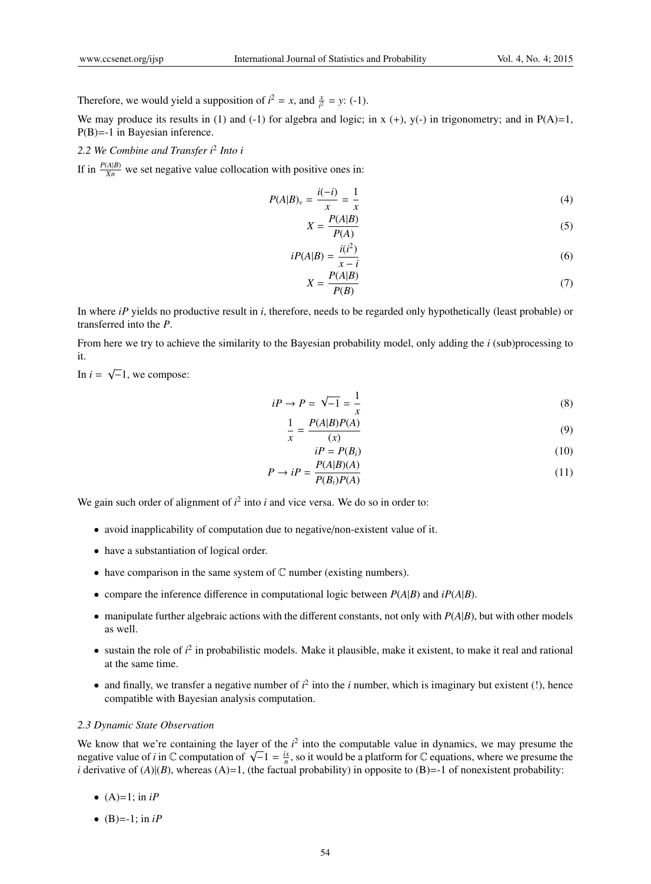Therefore, we would yield a supposition of $i^2 = x$, and $\frac{x}{i^2} = y$: (-1).

We may produce its results in (1) and (-1) for algebra and logic; in x (+), y(-) in trigonometry; and in P(A)=1, P(B)=-1 in Bayesian inference.

### 2.2 We Combine and Transfer $i^2$ Into $i$

If in $\frac{P(A|B)}{Xn}$ we set negative value collocation with positive ones in:

$$P(A|B)_v = \frac{i(-i)}{x} = \frac{1}{x} \tag{4}$$

$$X = \frac{P(A|B)}{P(A)} \tag{5}$$

$$iP(A|B) = \frac{i(i^2)}{x - i} \tag{6}$$

$$X = \frac{P(A|B)}{P(B)} \tag{7}$$

In where $iP$ yields no productive result in $i$, therefore, needs to be regarded only hypothetically (least probable) or transferred into the $P$.

From here we try to achieve the similarity to the Bayesian probability model, only adding the $i$ (sub)processing to it.

In $i = \sqrt{-1}$, we compose:

$$iP \rightarrow P = \sqrt{-1} = \frac{1}{x} \tag{8}$$

$$\frac{1}{x} = \frac{P(A|B)P(A)}{(x)} \tag{9}$$

$$iP = P(B_i) \tag{10}$$

$$P \rightarrow iP = \frac{P(A|B)(A)}{P(B_i)P(A)} \tag{11}$$

We gain such order of alignment of $i^2$ into $i$ and vice versa. We do so in order to:

- avoid inapplicability of computation due to negative/non-existent value of it.
- have a substantiation of logical order.
- have comparison in the same system of $\mathbb{C}$ number (existing numbers).
- compare the inference difference in computational logic between $P(A|B)$ and $iP(A|B)$.
- manipulate further algebraic actions with the different constants, not only with $P(A|B)$, but with other models as well.
- sustain the role of $i^2$ in probabilistic models. Make it plausible, make it existent, to make it real and rational at the same time.
- and finally, we transfer a negative number of $i^2$ into the $i$ number, which is imaginary but existent (!), hence compatible with Bayesian analysis computation.

### 2.3 Dynamic State Observation

We know that we're containing the layer of the $i^2$ into the computable value in dynamics, we may presume the negative value of $i$ in $\mathbb{C}$ computation of $\sqrt{-1} = \frac{ix}{n}$, so it would be a platform for $\mathbb{C}$ equations, where we presume the $i$ derivative of $(A)|(B)$, whereas (A)=1, (the factual probability) in opposite to (B)=-1 of nonexistent probability:

- (A)=1; in $iP$
- (B)=-1; in $iP$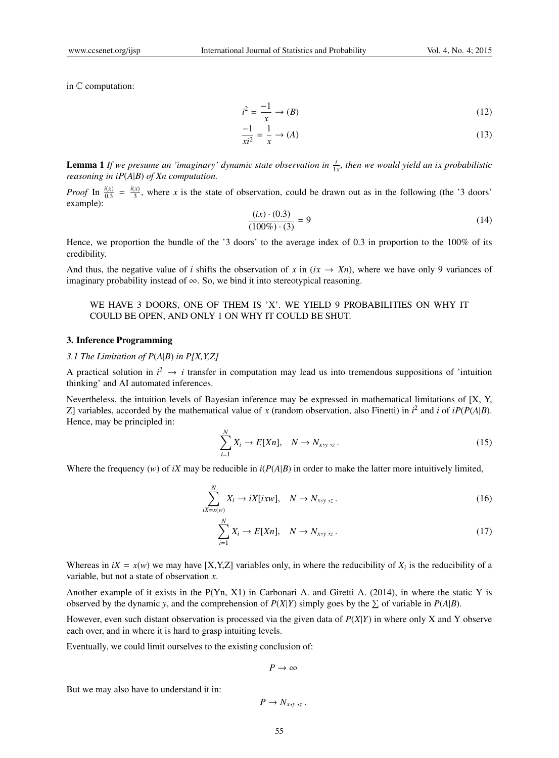in $\mathbb{C}$ computation:

$$i^2 = \frac{-1}{x} \rightarrow (B) \tag{12}$$

$$\frac{-1}{xi^2} = \frac{1}{x} \rightarrow (A) \tag{13}$$

**Lemma 1** *If we presume an 'imaginary' dynamic state observation in $\frac{i}{1x}$, then we would yield an ix probabilistic reasoning in $iP(A|B)$ of Xn computation.*

*Proof* In $\frac{i(x)}{0.3} = \frac{i(x)}{3}$, where $x$ is the state of observation, could be drawn out as in the following (the '3 doors' example):

$$\frac{(ix) \cdot (0.3)}{(100\%) \cdot (3)} = 9 \tag{14}$$

Hence, we proportion the bundle of the '3 doors' to the average index of 0.3 in proportion to the 100% of its credibility.

And thus, the negative value of $i$ shifts the observation of $x$ in ($ix \rightarrow Xn$), where we have only 9 variances of imaginary probability instead of $\infty$. So, we bind it into stereotypical reasoning.

> WE HAVE 3 DOORS, ONE OF THEM IS 'X'. WE YIELD 9 PROBABILITIES ON WHY IT COULD BE OPEN, AND ONLY 1 ON WHY IT COULD BE SHUT.

## 3. Inference Programming

### *3.1 The Limitation of $P(A|B)$ in P[X,Y,Z]*

A practical solution in $i^2 \rightarrow i$ transfer in computation may lead us into tremendous suppositions of 'intuition thinking' and AI automated inferences.

Nevertheless, the intuition levels of Bayesian inference may be expressed in mathematical limitations of [X, Y, Z] variables, accorded by the mathematical value of $x$ (random observation, also Finetti) in $i^2$ and $i$ of $iP(P(A|B)$. Hence, may be principled in:

$$\sum_{i=1}^{N} X_i \rightarrow E[Xn], \quad N \rightarrow N_{x,y,z}. \tag{15}$$

Where the frequency ($w$) of $iX$ may be reducible in $i(P(A|B)$ in order to make the latter more intuitively limited,

$$\sum_{iX=x(w)}^{N} X_i \rightarrow iX[ixw], \quad N \rightarrow N_{x,y,z}. \tag{16}$$

$$\sum_{i=1}^{N} X_i \rightarrow E[Xn], \quad N \rightarrow N_{x,y,z}. \tag{17}$$

Whereas in $iX = x(w)$ we may have [X,Y,Z] variables only, in where the reducibility of $X_i$ is the reducibility of a variable, but not a state of observation $x$.

Another example of it exists in the P(Yn, X1) in Carbonari A. and Giretti A. (2014), in where the static Y is observed by the dynamic $y$, and the comprehension of $P(X|Y)$ simply goes by the $\sum$ of variable in $P(A|B)$.

However, even such distant observation is processed via the given data of $P(X|Y)$ in where only X and Y observe each over, and in where it is hard to grasp intuiting levels.

Eventually, we could limit ourselves to the existing conclusion of:

$$P \rightarrow \infty$$

But we may also have to understand it in:

$$P \rightarrow N_{x,y,z}.$$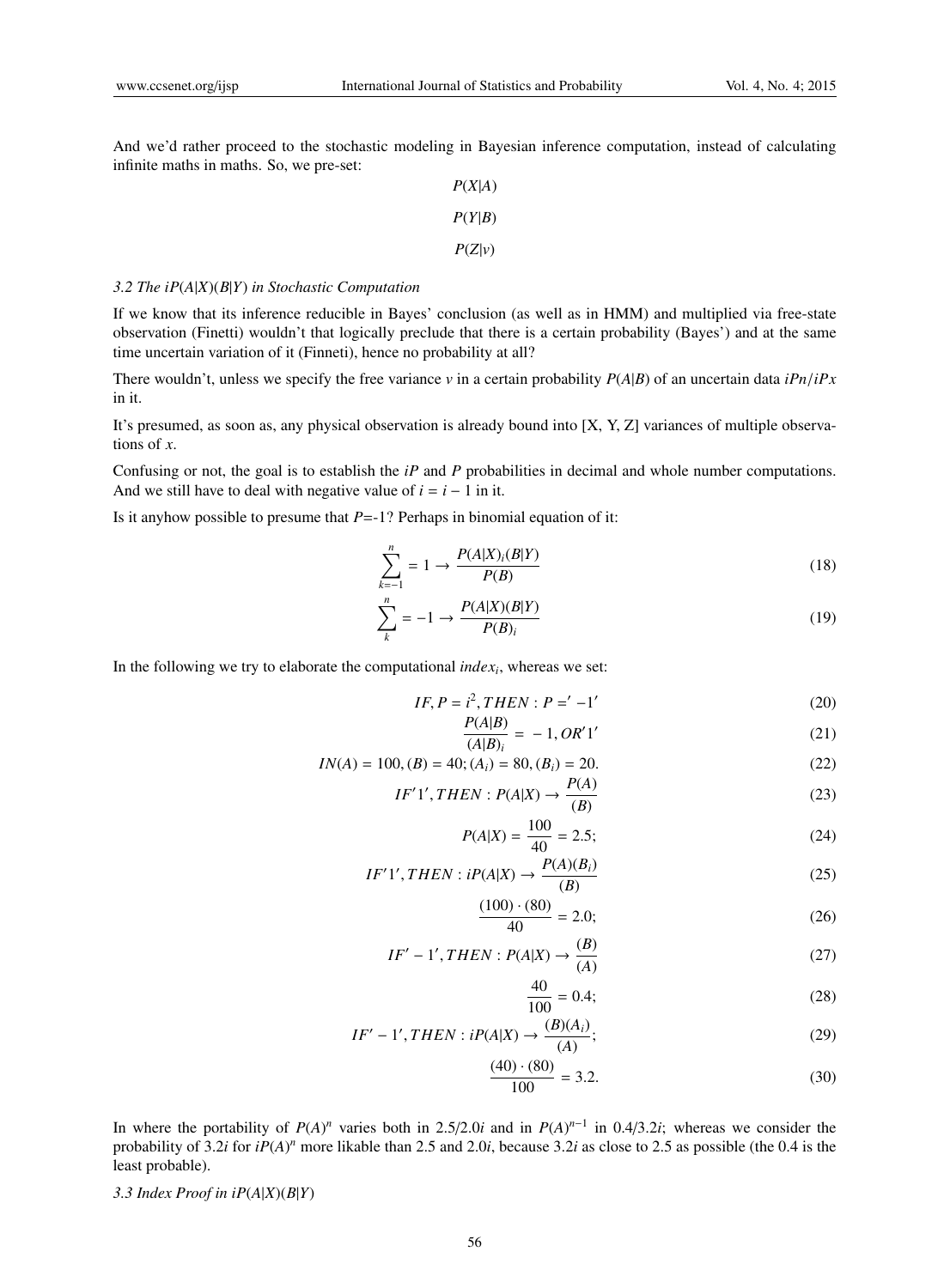And we'd rather proceed to the stochastic modeling in Bayesian inference computation, instead of calculating infinite maths in maths. So, we pre-set:

$$P(X|A)$$

$$P(Y|B)$$

$$P(Z|v)$$

*3.2 The $iP(A|X)(B|Y)$ in Stochastic Computation*

If we know that its inference reducible in Bayes' conclusion (as well as in HMM) and multiplied via free-state observation (Finetti) wouldn't that logically preclude that there is a certain probability (Bayes') and at the same time uncertain variation of it (Finneti), hence no probability at all?

There wouldn't, unless we specify the free variance $v$ in a certain probability $P(A|B)$ of an uncertain data $iPn/iPx$ in it.

It's presumed, as soon as, any physical observation is already bound into [X, Y, Z] variances of multiple observations of $x$.

Confusing or not, the goal is to establish the $iP$ and $P$ probabilities in decimal and whole number computations. And we still have to deal with negative value of $i = i - 1$ in it.

Is it anyhow possible to presume that $P$=-1? Perhaps in binomial equation of it:

$$\sum_{k=-1}^{n} = 1 \rightarrow \frac{P(A|X)_i(B|Y)}{P(B)} \tag{18}$$

$$\sum_{k}^{n} = -1 \rightarrow \frac{P(A|X)(B|Y)}{P(B)_i} \tag{19}$$

In the following we try to elaborate the computational $index_i$, whereas we set:

$$IF, P = i^2, THEN : P = '-1' \tag{20}$$

$$\frac{P(A|B)}{(A|B)_i} = -1, OR'1' \tag{21}$$

$$IN(A) = 100, (B) = 40; (A_i) = 80, (B_i) = 20. \tag{22}$$

$$IF'1', THEN : P(A|X) \rightarrow \frac{P(A)}{(B)} \tag{23}$$

$$P(A|X) = \frac{100}{40} = 2.5; \tag{24}$$

$$IF'1', THEN : iP(A|X) \rightarrow \frac{P(A)(B_i)}{(B)} \tag{25}$$

$$\frac{(100) \cdot (80)}{40} = 2.0; \tag{26}$$

$$IF' - 1', THEN : P(A|X) \rightarrow \frac{(B)}{(A)} \tag{27}$$

$$\frac{40}{100} = 0.4; \tag{28}$$

$$IF' - 1', THEN : iP(A|X) \rightarrow \frac{(B)(A_i)}{(A)}; \tag{29}$$

$$\frac{(40) \cdot (80)}{100} = 3.2. \tag{30}$$

In where the portability of $P(A)^n$ varies both in $2.5/2.0i$ and in $P(A)^{n-1}$ in $0.4/3.2i$; whereas we consider the probability of $3.2i$ for $iP(A)^n$ more likable than 2.5 and $2.0i$, because $3.2i$ as close to 2.5 as possible (the 0.4 is the least probable).

*3.3 Index Proof in $iP(A|X)(B|Y)$*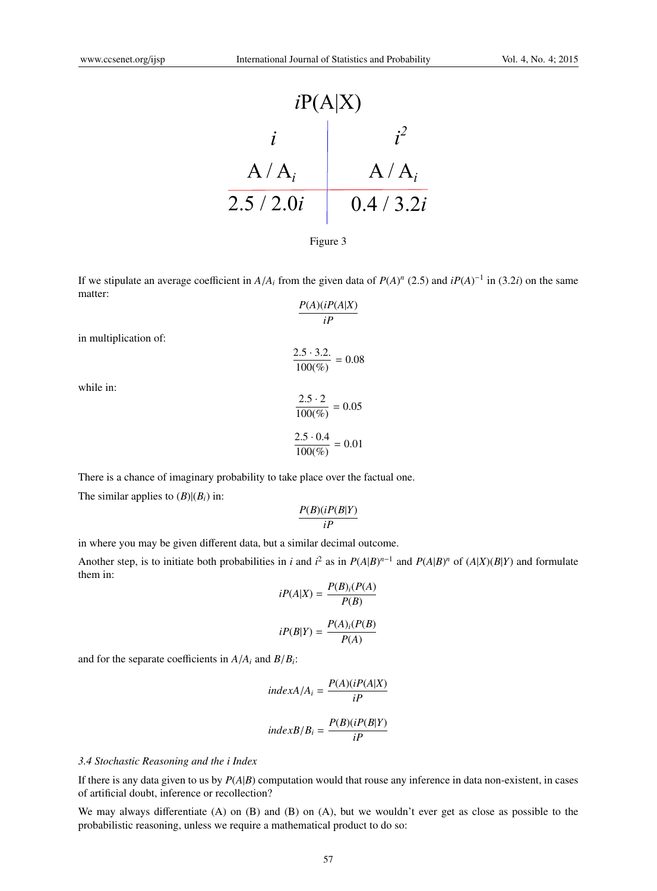| $i$P(A\|X) | |
|---|---|
| $i$ | $i^2$ |
| A / $A_i$ | A / $A_i$ |
| 2.5 / 2.0$i$ | 0.4 / 3.2$i$ |

Figure 3

If we stipulate an average coefficient in $A/A_i$ from the given data of $P(A)^n$ (2.5) and $iP(A)^{-1}$ in (3.2$i$) on the same matter:

$$\frac{P(A)(iP(A|X)}{iP}$$

in multiplication of:

$$\frac{2.5 \cdot 3.2.}{100(\%)} = 0.08$$

while in:

$$\frac{2.5 \cdot 2}{100(\%)} = 0.05$$

$$\frac{2.5 \cdot 0.4}{100(\%)} = 0.01$$

There is a chance of imaginary probability to take place over the factual one.

The similar applies to $(B)|(B_i)$ in:

$$\frac{P(B)(iP(B|Y)}{iP}$$

in where you may be given different data, but a similar decimal outcome.

Another step, is to initiate both probabilities in $i$ and $i^2$ as in $P(A|B)^{n-1}$ and $P(A|B)^n$ of $(A|X)(B|Y)$ and formulate them in:

$$iP(A|X) = \frac{P(B)_i(P(A)}{P(B)}$$

$$iP(B|Y) = \frac{P(A)_i(P(B)}{P(A)}$$

and for the separate coefficients in $A/A_i$ and $B/B_i$:

$$indexA/A_i = \frac{P(A)(iP(A|X)}{iP}$$

$$indexB/B_i = \frac{P(B)(iP(B|Y)}{iP}$$

### *3.4 Stochastic Reasoning and the i Index*

If there is any data given to us by $P(A|B)$ computation would that rouse any inference in data non-existent, in cases of artificial doubt, inference or recollection?

We may always differentiate (A) on (B) and (B) on (A), but we wouldn't ever get as close as possible to the probabilistic reasoning, unless we require a mathematical product to do so: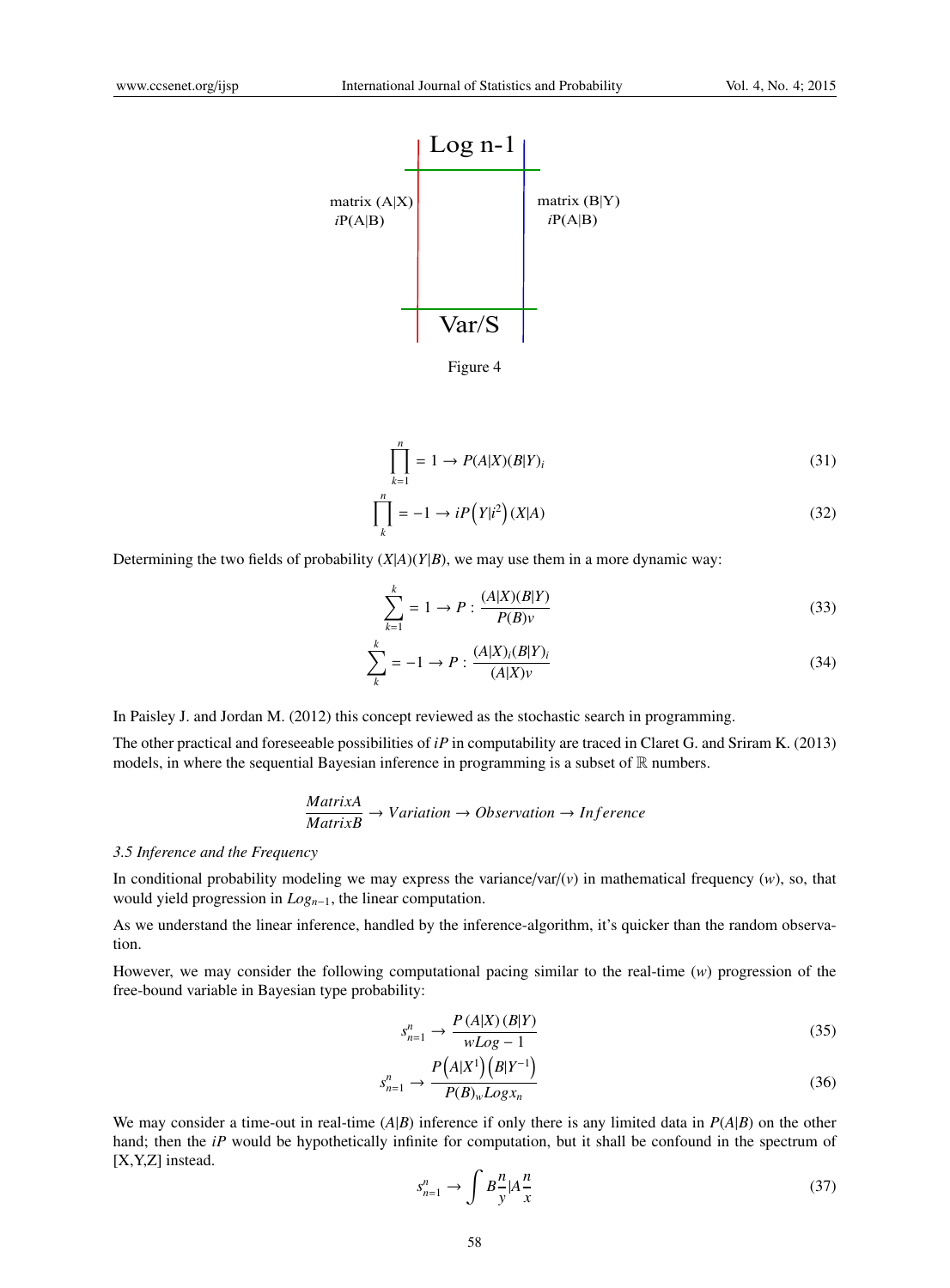Log n-1

matrix (A|X)
*i*P(A|B)

matrix (B|Y)
*i*P(A|B)

Var/S

Figure 4

$$\prod_{k=1}^{n} = 1 \rightarrow P(A|X)(B|Y)_i \tag{31}$$

$$\prod_{k}^{n} = -1 \rightarrow iP\left(Y|i^2\right)(X|A) \tag{32}$$

Determining the two fields of probability $(X|A)(Y|B)$, we may use them in a more dynamic way:

$$\sum_{k=1}^{k} = 1 \rightarrow P : \frac{(A|X)(B|Y)}{P(B)v} \tag{33}$$

$$\sum_{k}^{k} = -1 \rightarrow P : \frac{(A|X)_i(B|Y)_i}{(A|X)v} \tag{34}$$

In Paisley J. and Jordan M. (2012) this concept reviewed as the stochastic search in programming.

The other practical and foreseeable possibilities of *iP* in computability are traced in Claret G. and Sriram K. (2013) models, in where the sequential Bayesian inference in programming is a subset of $\mathbb{R}$ numbers.

$$\frac{MatrixA}{MatrixB} \rightarrow Variation \rightarrow Observation \rightarrow Inference$$

*3.5 Inference and the Frequency*

In conditional probability modeling we may express the variance/var/$(v)$ in mathematical frequency $(w)$, so, that would yield progression in $Log_{n-1}$, the linear computation.

As we understand the linear inference, handled by the inference-algorithm, it's quicker than the random observation.

However, we may consider the following computational pacing similar to the real-time $(w)$ progression of the free-bound variable in Bayesian type probability:

$$s_{n=1}^{n} \rightarrow \frac{P\,(A|X)\,(B|Y)}{wLog-1} \tag{35}$$

$$s_{n=1}^{n} \rightarrow \frac{P\left(A|X^1\right)\left(B|Y^{-1}\right)}{P(B)_w Log x_n} \tag{36}$$

We may consider a time-out in real-time $(A|B)$ inference if only there is any limited data in $P(A|B)$ on the other hand; then the *iP* would be hypothetically infinite for computation, but it shall be confound in the spectrum of [X,Y,Z] instead.

$$s_{n=1}^{n} \rightarrow \int B\frac{n}{y}|A\frac{n}{x} \tag{37}$$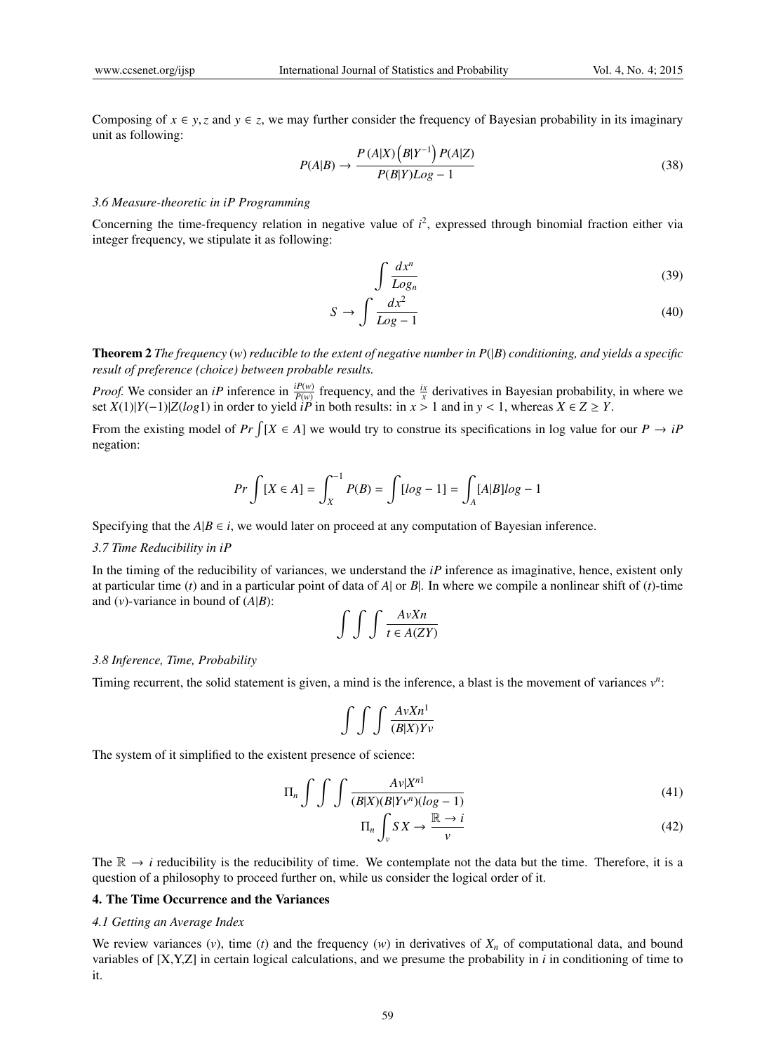Composing of $x \in y, z$ and $y \in z$, we may further consider the frequency of Bayesian probability in its imaginary unit as following:

$$P(A|B) \rightarrow \frac{P(A|X)\left(B|Y^{-1}\right)P(A|Z)}{P(B|Y)Log - 1} \tag{38}$$

### 3.6 Measure-theoretic in iP Programming

Concerning the time-frequency relation in negative value of $i^2$, expressed through binomial fraction either via integer frequency, we stipulate it as following:

$$\int \frac{dx^n}{Log_n} \tag{39}$$

$$S \rightarrow \int \frac{dx^2}{Log - 1} \tag{40}$$

**Theorem 2** *The frequency* $(w)$ *reducible to the extent of negative number in* $P(|B)$ *conditioning, and yields a specific result of preference (choice) between probable results.*

*Proof.* We consider an *iP* inference in $\frac{iP(w)}{P(w)}$ frequency, and the $\frac{ix}{x}$ derivatives in Bayesian probability, in where we set $X(1)|Y(-1)|Z(log1)$ in order to yield *iP* in both results: in $x > 1$ and in $y < 1$, whereas $X \in Z \geq Y$.

From the existing model of $Pr \int[X \in A]$ we would try to construe its specifications in log value for our $P \rightarrow iP$ negation:

$$Pr \int [X \in A] = \int_X^{-1} P(B) = \int [log - 1] = \int_A [A|B]log - 1$$

Specifying that the $A|B \in i$, we would later on proceed at any computation of Bayesian inference.

### 3.7 Time Reducibility in iP

In the timing of the reducibility of variances, we understand the *iP* inference as imaginative, hence, existent only at particular time $(t)$ and in a particular point of data of $A|$ or $B|$. In where we compile a nonlinear shift of $(t)$-time and $(v)$-variance in bound of $(A|B)$:

$$\int\int\int \frac{AvXn}{t \in A(ZY)}$$

### 3.8 Inference, Time, Probability

Timing recurrent, the solid statement is given, a mind is the inference, a blast is the movement of variances $v^n$:

$$\int\int\int \frac{AvXn^1}{(B|X)Yv}$$

The system of it simplified to the existent presence of science:

$$\Pi_n \int\int\int \frac{Av|X^{n1}}{(B|X)(B|Yv^n)(log - 1)} \tag{41}$$

$$\Pi_n \int_v SX \rightarrow \frac{\mathbb{R} \rightarrow i}{v} \tag{42}$$

The $\mathbb{R} \rightarrow i$ reducibility is the reducibility of time. We contemplate not the data but the time. Therefore, it is a question of a philosophy to proceed further on, while us consider the logical order of it.

## 4. The Time Occurrence and the Variances

### 4.1 Getting an Average Index

We review variances $(v)$, time $(t)$ and the frequency $(w)$ in derivatives of $X_n$ of computational data, and bound variables of [X,Y,Z] in certain logical calculations, and we presume the probability in $i$ in conditioning of time to it.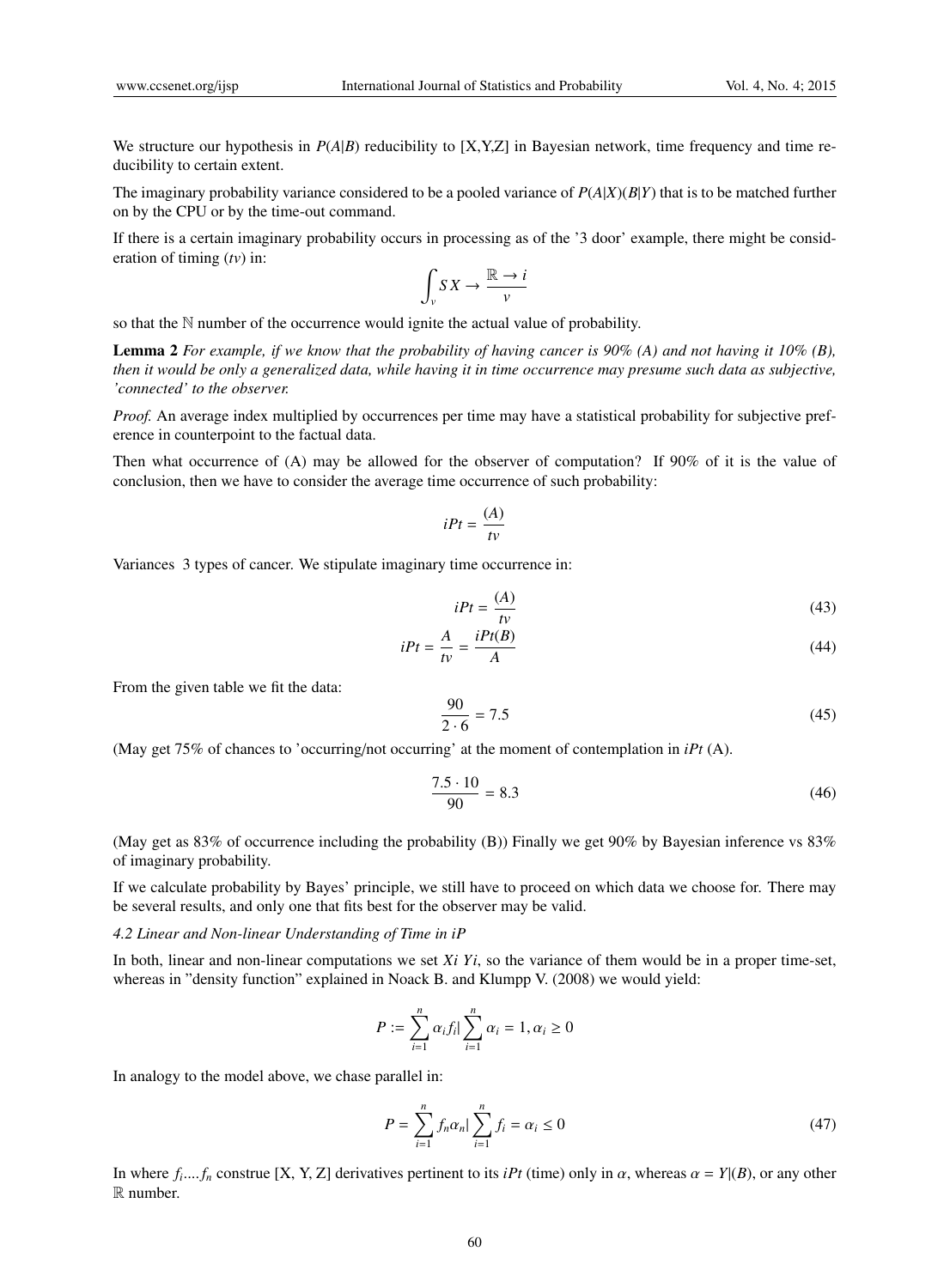We structure our hypothesis in $P(A|B)$ reducibility to [X,Y,Z] in Bayesian network, time frequency and time reducibility to certain extent.

The imaginary probability variance considered to be a pooled variance of $P(A|X)(B|Y)$ that is to be matched further on by the CPU or by the time-out command.

If there is a certain imaginary probability occurs in processing as of the '3 door' example, there might be consideration of timing ($tv$) in:

$$\int_{v} SX \to \frac{\mathbb{R} \to i}{v}$$

so that the $\mathbb{N}$ number of the occurrence would ignite the actual value of probability.

**Lemma 2** *For example, if we know that the probability of having cancer is 90% (A) and not having it 10% (B), then it would be only a generalized data, while having it in time occurrence may presume such data as subjective, 'connected' to the observer.*

*Proof.* An average index multiplied by occurrences per time may have a statistical probability for subjective preference in counterpoint to the factual data.

Then what occurrence of (A) may be allowed for the observer of computation? If 90% of it is the value of conclusion, then we have to consider the average time occurrence of such probability:

$$iPt = \frac{(A)}{tv}$$

Variances 3 types of cancer. We stipulate imaginary time occurrence in:

$$iPt = \frac{(A)}{tv} \tag{43}$$

$$iPt = \frac{A}{tv} = \frac{iPt(B)}{A} \tag{44}$$

From the given table we fit the data:

$$\frac{90}{2 \cdot 6} = 7.5 \tag{45}$$

(May get 75% of chances to 'occurring/not occurring' at the moment of contemplation in $iPt$ (A).

$$\frac{7.5 \cdot 10}{90} = 8.3 \tag{46}$$

(May get as 83% of occurrence including the probability (B)) Finally we get 90% by Bayesian inference vs 83% of imaginary probability.

If we calculate probability by Bayes' principle, we still have to proceed on which data we choose for. There may be several results, and only one that fits best for the observer may be valid.

### 4.2 Linear and Non-linear Understanding of Time in iP

In both, linear and non-linear computations we set $Xi\ Yi$, so the variance of them would be in a proper time-set, whereas in "density function" explained in Noack B. and Klumpp V. (2008) we would yield:

$$P := \sum_{i=1}^{n} \alpha_i f_i | \sum_{i=1}^{n} \alpha_i = 1, \alpha_i \geq 0$$

In analogy to the model above, we chase parallel in:

$$P = \sum_{i=1}^{n} f_n \alpha_n | \sum_{i=1}^{n} f_i = \alpha_i \leq 0 \tag{47}$$

In where $f_i \ldots f_n$ construe [X, Y, Z] derivatives pertinent to its $iPt$ (time) only in $\alpha$, whereas $\alpha = Y|(B)$, or any other $\mathbb{R}$ number.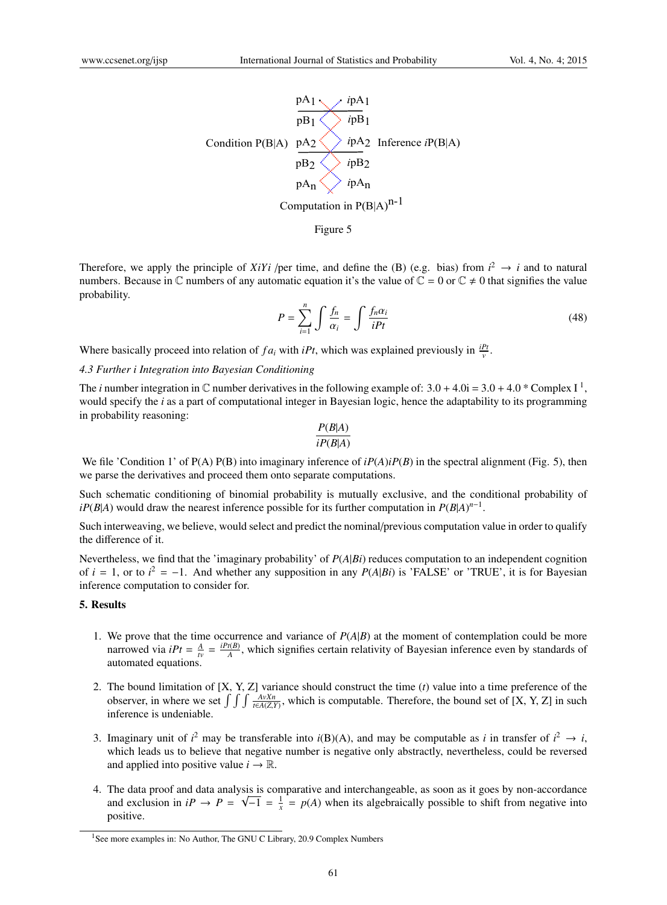Condition P(B|A) pA1 ipA1 Inference iP(B|A)

pB1 ipB1

pA2 ipA2

pB2 ipB2

pAn ipAn

Computation in $P(B|A)^{n-1}$

Figure 5

Therefore, we apply the principle of *XiYi* /per time, and define the (B) (e.g. bias) from $i^2 \rightarrow i$ and to natural numbers. Because in $\mathbb{C}$ numbers of any automatic equation it's the value of $\mathbb{C} = 0$ or $\mathbb{C} \neq 0$ that signifies the value probability.

$$P = \sum_{i=1}^{n} \int \frac{f_n}{\alpha_i} = \int \frac{f_n \alpha_i}{iPt} \tag{48}$$

Where basically proceed into relation of $f a_i$ with $iPt$, which was explained previously in $\frac{iPt}{v}$.

*4.3 Further i Integration into Bayesian Conditioning*

The $i$ number integration in $\mathbb{C}$ number derivatives in the following example of: 3.0 + 4.0i = 3.0 + 4.0 * Complex I [1], would specify the $i$ as a part of computational integer in Bayesian logic, hence the adaptability to its programming in probability reasoning:

$$\frac{P(B|A)}{iP(B|A)}$$

We file 'Condition 1' of P(A) P(B) into imaginary inference of $iP(A)iP(B)$ in the spectral alignment (Fig. 5), then we parse the derivatives and proceed them onto separate computations.

Such schematic conditioning of binomial probability is mutually exclusive, and the conditional probability of $iP(B|A)$ would draw the nearest inference possible for its further computation in $P(B|A)^{n-1}$.

Such interweaving, we believe, would select and predict the nominal/previous computation value in order to qualify the difference of it.

Nevertheless, we find that the 'imaginary probability' of $P(A|Bi)$ reduces computation to an independent cognition of $i = 1$, or to $i^2 = -1$. And whether any supposition in any $P(A|Bi)$ is 'FALSE' or 'TRUE', it is for Bayesian inference computation to consider for.

## 5. Results

1. We prove that the time occurrence and variance of $P(A|B)$ at the moment of contemplation could be more narrowed via $iPt = \frac{A}{tv} = \frac{iPt(B)}{A}$, which signifies certain relativity of Bayesian inference even by standards of automated equations.

2. The bound limitation of [X, Y, Z] variance should construct the time ($t$) value into a time preference of the observer, in where we set $\int\int\int \frac{AvXn}{t \in A(Z,Y)}$, which is computable. Therefore, the bound set of [X, Y, Z] in such inference is undeniable.

3. Imaginary unit of $i^2$ may be transferable into $i$(B)(A), and may be computable as $i$ in transfer of $i^2 \rightarrow i$, which leads us to believe that negative number is negative only abstractly, nevertheless, could be reversed and applied into positive value $i \rightarrow \mathbb{R}$.

4. The data proof and data analysis is comparative and interchangeable, as soon as it goes by non-accordance and exclusion in $iP \rightarrow P = \sqrt{-1} = \frac{1}{x} = p(A)$ when its algebraically possible to shift from negative into positive.

[1] See more examples in: No Author, The GNU C Library, 20.9 Complex Numbers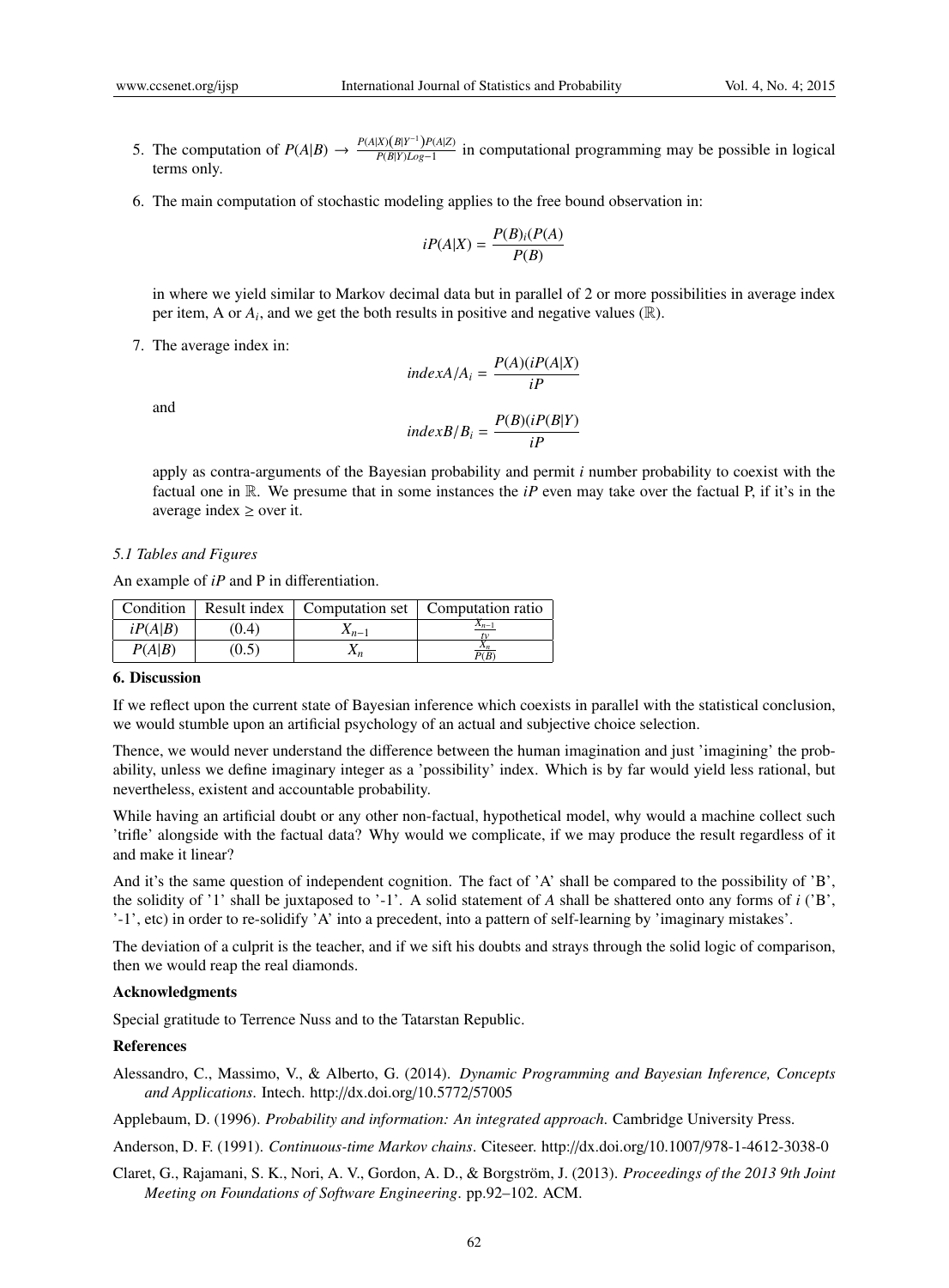5. The computation of $P(A|B) \rightarrow \frac{P(A|X)(B|Y^{-1})P(A|Z)}{P(B|Y)Log-1}$ in computational programming may be possible in logical terms only.

6. The main computation of stochastic modeling applies to the free bound observation in:

$$iP(A|X) = \frac{P(B)_i(P(A)}{P(B)}$$

in where we yield similar to Markov decimal data but in parallel of 2 or more possibilities in average index per item, A or $A_i$, and we get the both results in positive and negative values ($\mathbb{R}$).

7. The average index in:

$$indexA/A_i = \frac{P(A)(iP(A|X)}{iP}$$

and

$$indexB/B_i = \frac{P(B)(iP(B|Y)}{iP}$$

apply as contra-arguments of the Bayesian probability and permit $i$ number probability to coexist with the factual one in $\mathbb{R}$. We presume that in some instances the $iP$ even may take over the factual P, if it's in the average index $\geq$ over it.

### *5.1 Tables and Figures*

An example of $iP$ and P in differentiation.

| Condition | Result index | Computation set | Computation ratio |
|---|---|---|---|
| $iP(A\|B)$ | (0.4) | $X_{n-1}$ | $\frac{X_{n-1}}{iY}$ |
| $P(A\|B)$ | (0.5) | $X_n$ | $\frac{X_n}{P(B)}$ |

## 6. Discussion

If we reflect upon the current state of Bayesian inference which coexists in parallel with the statistical conclusion, we would stumble upon an artificial psychology of an actual and subjective choice selection.

Thence, we would never understand the difference between the human imagination and just 'imagining' the probability, unless we define imaginary integer as a 'possibility' index. Which is by far would yield less rational, but nevertheless, existent and accountable probability.

While having an artificial doubt or any other non-factual, hypothetical model, why would a machine collect such 'trifle' alongside with the factual data? Why would we complicate, if we may produce the result regardless of it and make it linear?

And it's the same question of independent cognition. The fact of 'A' shall be compared to the possibility of 'B', the solidity of '1' shall be juxtaposed to '-1'. A solid statement of $A$ shall be shattered onto any forms of $i$ ('B', '-1', etc) in order to re-solidify 'A' into a precedent, into a pattern of self-learning by 'imaginary mistakes'.

The deviation of a culprit is the teacher, and if we sift his doubts and strays through the solid logic of comparison, then we would reap the real diamonds.

## Acknowledgments

Special gratitude to Terrence Nuss and to the Tatarstan Republic.

## References

Alessandro, C., Massimo, V., & Alberto, G. (2014). *Dynamic Programming and Bayesian Inference, Concepts and Applications*. Intech. http://dx.doi.org/10.5772/57005

Applebaum, D. (1996). *Probability and information: An integrated approach.* Cambridge University Press.

Anderson, D. F. (1991). *Continuous-time Markov chains*. Citeseer. http://dx.doi.org/10.1007/978-1-4612-3038-0

Claret, G., Rajamani, S. K., Nori, A. V., Gordon, A. D., & Borgström, J. (2013). *Proceedings of the 2013 9th Joint Meeting on Foundations of Software Engineering*. pp.92–102. ACM.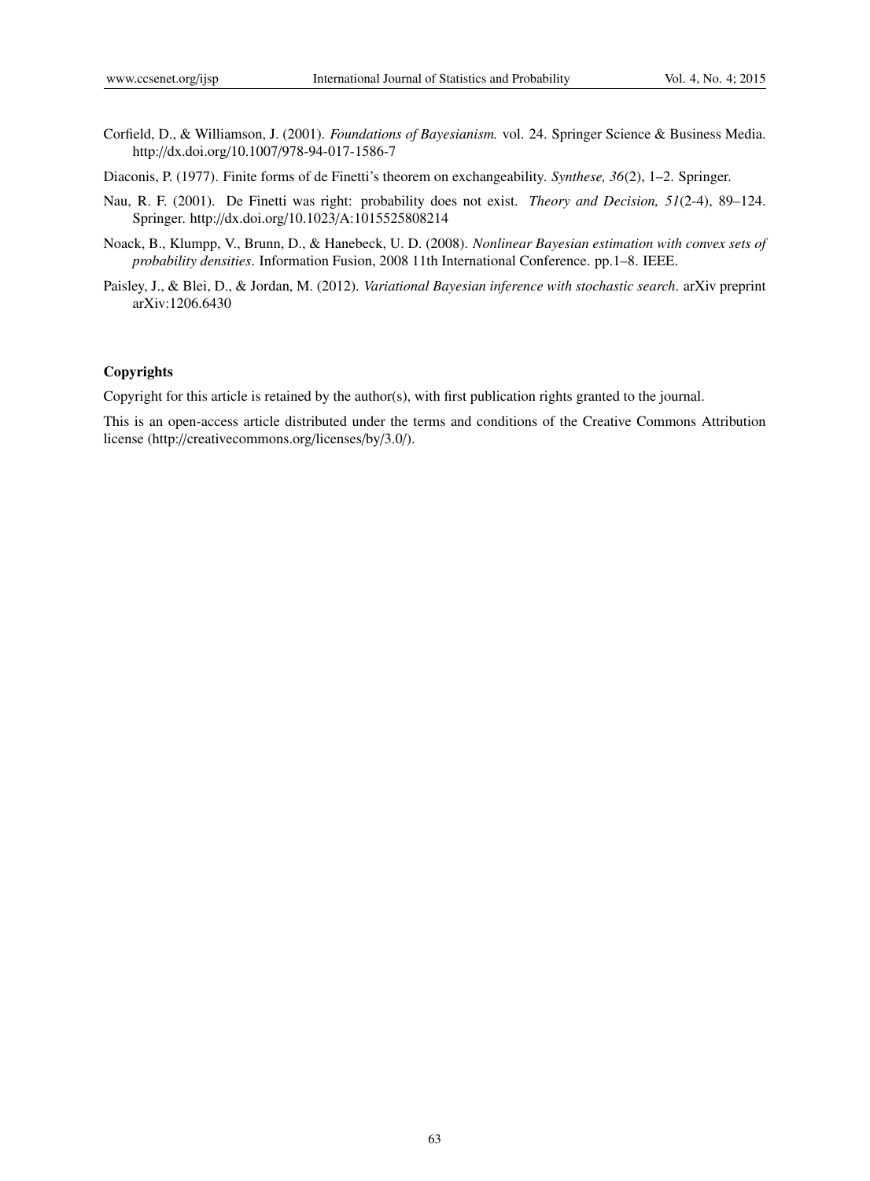Corfield, D., & Williamson, J. (2001). *Foundations of Bayesianism.* vol. 24. Springer Science & Business Media. http://dx.doi.org/10.1007/978-94-017-1586-7

Diaconis, P. (1977). Finite forms of de Finetti's theorem on exchangeability. *Synthese, 36*(2), 1–2. Springer.

Nau, R. F. (2001). De Finetti was right: probability does not exist. *Theory and Decision, 51*(2-4), 89–124. Springer. http://dx.doi.org/10.1023/A:1015525808214

Noack, B., Klumpp, V., Brunn, D., & Hanebeck, U. D. (2008). *Nonlinear Bayesian estimation with convex sets of probability densities*. Information Fusion, 2008 11th International Conference. pp.1–8. IEEE.

Paisley, J., & Blei, D., & Jordan, M. (2012). *Variational Bayesian inference with stochastic search*. arXiv preprint arXiv:1206.6430

### Copyrights

Copyright for this article is retained by the author(s), with first publication rights granted to the journal.

This is an open-access article distributed under the terms and conditions of the Creative Commons Attribution license (http://creativecommons.org/licenses/by/3.0/).